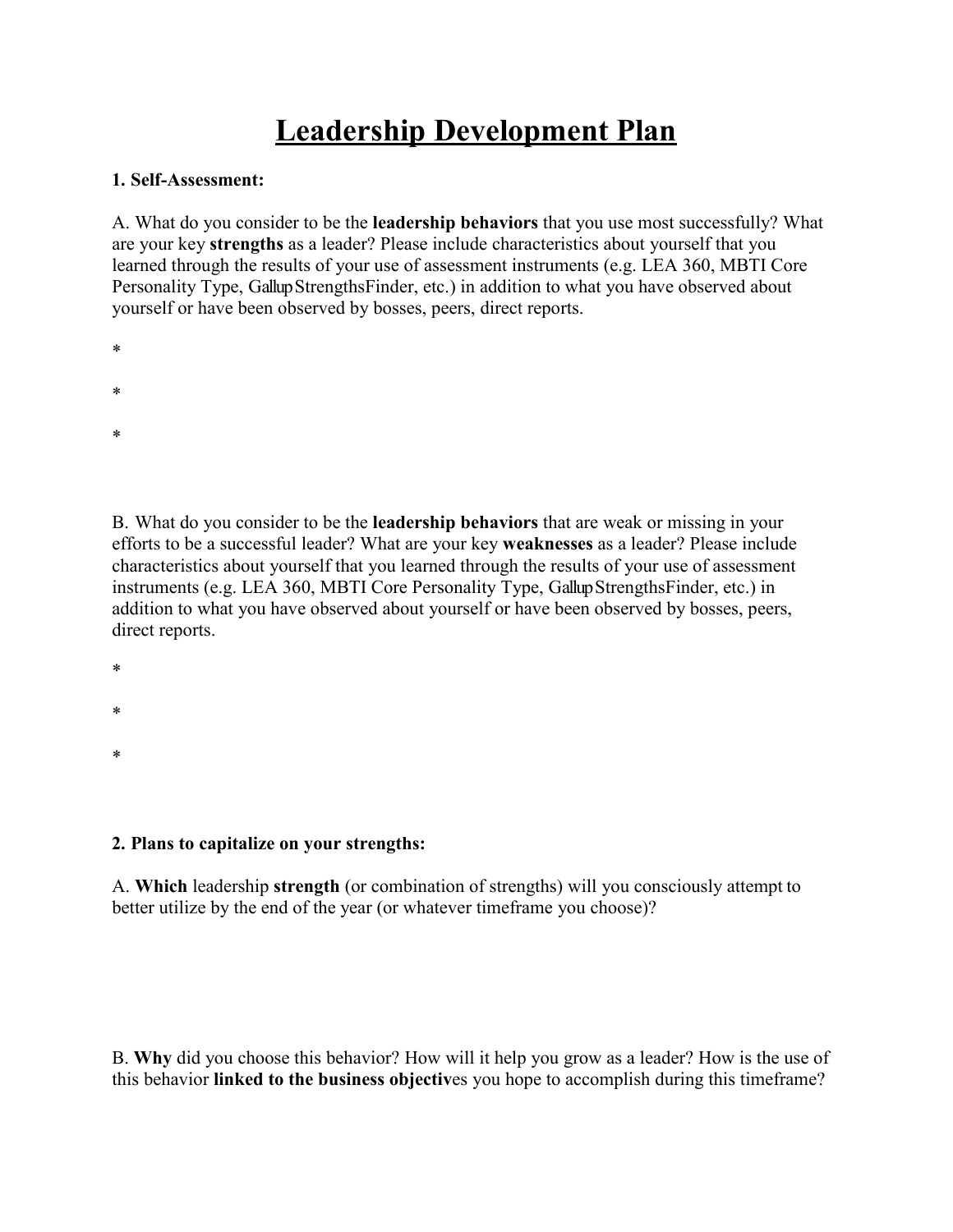# Leadership Development Plan

**1. Self-Assessment:**

A. What do you consider to be the **leadership behaviors** that you use most successfully? What are your key **strengths** as a leader? Please include characteristics about yourself that you learned through the results of your use of assessment instruments (e.g. LEA 360, MBTI Core Personality Type, Gallup StrengthsFinder, etc.) in addition to what you have observed about yourself or have been observed by bosses, peers, direct reports.

*

*

*

B. What do you consider to be the **leadership behaviors** that are weak or missing in your efforts to be a successful leader? What are your key **weaknesses** as a leader? Please include characteristics about yourself that you learned through the results of your use of assessment instruments (e.g. LEA 360, MBTI Core Personality Type, Gallup StrengthsFinder, etc.) in addition to what you have observed about yourself or have been observed by bosses, peers, direct reports.

*

*

*

**2. Plans to capitalize on your strengths:**

A. **Which** leadership **strength** (or combination of strengths) will you consciously attempt to better utilize by the end of the year (or whatever timeframe you choose)?

B. **Why** did you choose this behavior? How will it help you grow as a leader? How is the use of this behavior **linked to the business objectiv**es you hope to accomplish during this timeframe?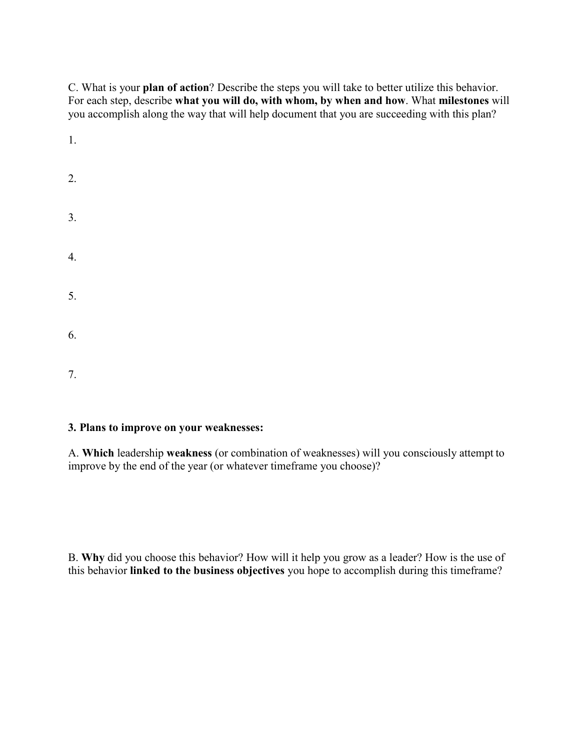C. What is your **plan of action**? Describe the steps you will take to better utilize this behavior. For each step, describe **what you will do, with whom, by when and how**. What **milestones** will you accomplish along the way that will help document that you are succeeding with this plan?

1.

2.

3.

4.

5.

6.

7.

**3. Plans to improve on your weaknesses:**

A. **Which** leadership **weakness** (or combination of weaknesses) will you consciously attempt to improve by the end of the year (or whatever timeframe you choose)?

B. **Why** did you choose this behavior? How will it help you grow as a leader? How is the use of this behavior **linked to the business objectives** you hope to accomplish during this timeframe?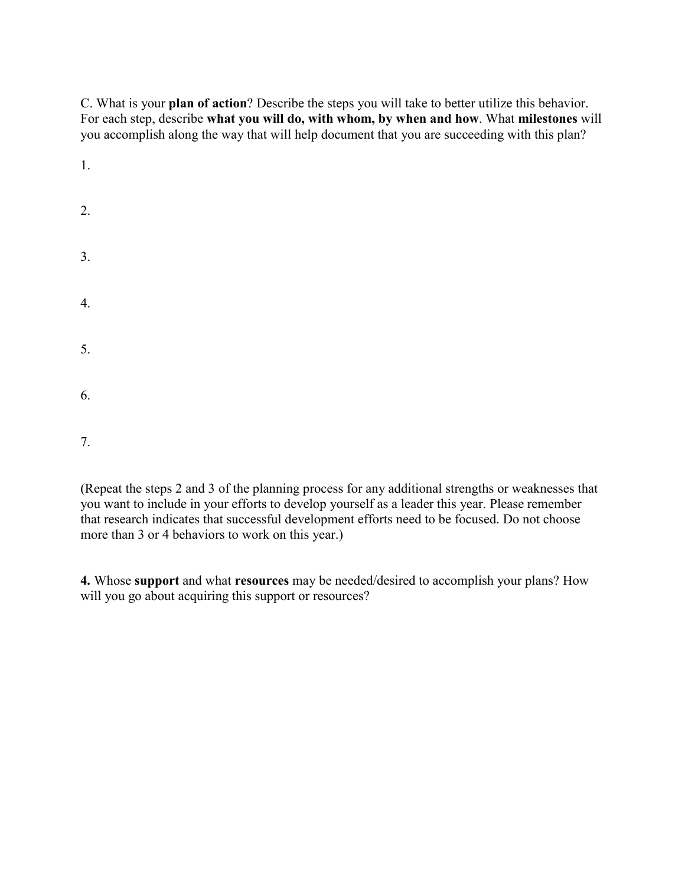C. What is your **plan of action**? Describe the steps you will take to better utilize this behavior. For each step, describe **what you will do, with whom, by when and how**. What **milestones** will you accomplish along the way that will help document that you are succeeding with this plan?

1.

2.

3.

4.

5.

6.

7.

(Repeat the steps 2 and 3 of the planning process for any additional strengths or weaknesses that you want to include in your efforts to develop yourself as a leader this year. Please remember that research indicates that successful development efforts need to be focused. Do not choose more than 3 or 4 behaviors to work on this year.)

**4.** Whose **support** and what **resources** may be needed/desired to accomplish your plans? How will you go about acquiring this support or resources?